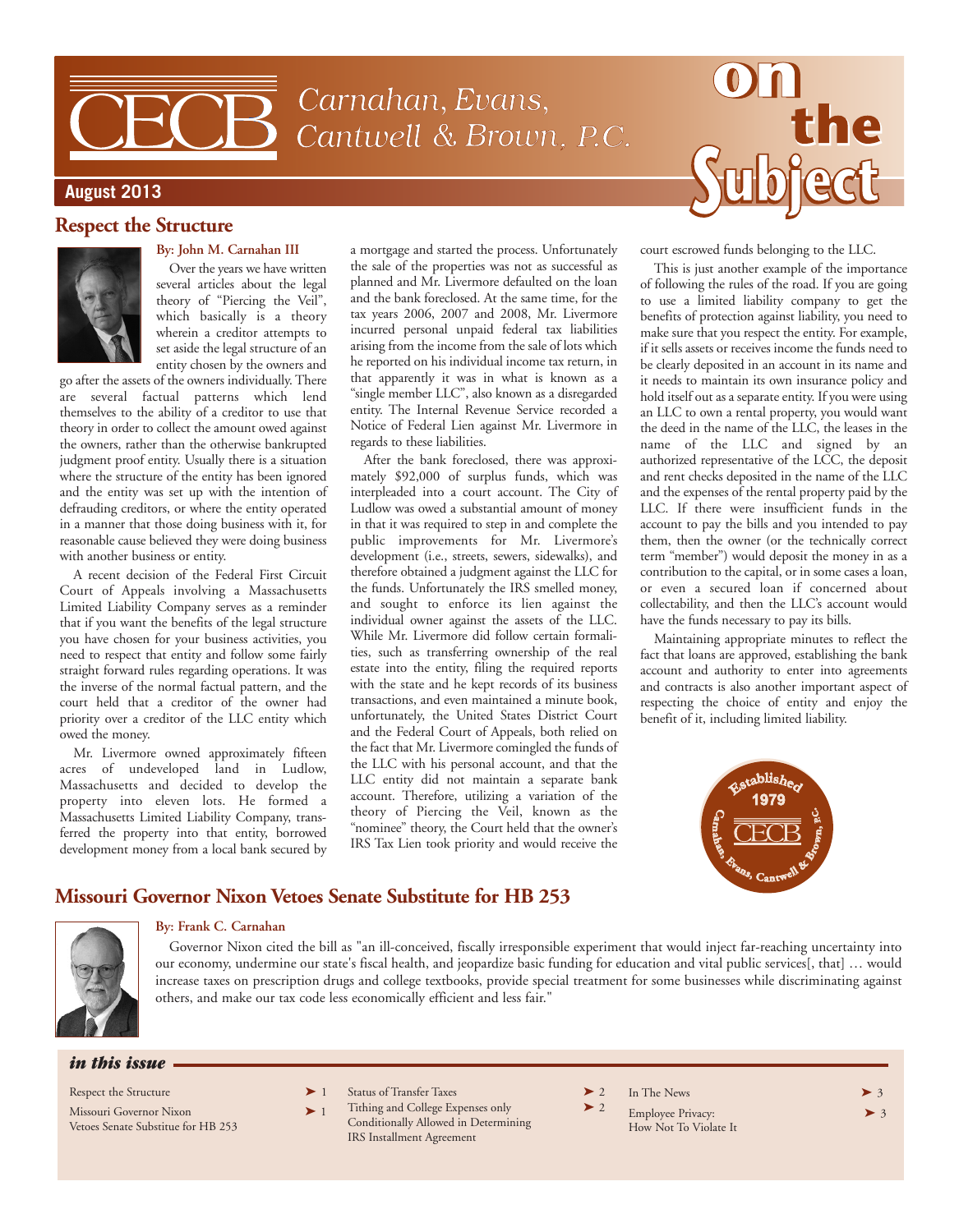# Carnahan, Evans, Cantwell & Brown, P.C.

# on the Subject

**August 2013**

## Respect the Structure

**By: John M. Carnahan III**

Over the years we have written several articles about the legal theory of "Piercing the Veil", which basically is a theory wherein a creditor attempts to set aside the legal structure of an entity chosen by the owners and go after the assets of the owners individually. There are several factual patterns which lend themselves to the ability of a creditor to use that theory in order to collect the amount owed against the owners, rather than the otherwise bankrupted judgment proof entity. Usually there is a situation where the structure of the entity has been ignored and the entity was set up with the intention of defrauding creditors, or where the entity operated in a manner that those doing business with it, for reasonable cause believed they were doing business with another business or entity.

A recent decision of the Federal First Circuit Court of Appeals involving a Massachusetts Limited Liability Company serves as a reminder that if you want the benefits of the legal structure you have chosen for your business activities, you need to respect that entity and follow some fairly straight forward rules regarding operations. It was the inverse of the normal factual pattern, and the court held that a creditor of the owner had priority over a creditor of the LLC entity which owed the money.

Mr. Livermore owned approximately fifteen acres of undeveloped land in Ludlow, Massachusetts and decided to develop the property into eleven lots. He formed a Massachusetts Limited Liability Company, transferred the property into that entity, borrowed development money from a local bank secured by a mortgage and started the process. Unfortunately the sale of the properties was not as successful as planned and Mr. Livermore defaulted on the loan and the bank foreclosed. At the same time, for the tax years 2006, 2007 and 2008, Mr. Livermore incurred personal unpaid federal tax liabilities arising from the income from the sale of lots which he reported on his individual income tax return, in that apparently it was in what is known as a "single member LLC", also known as a disregarded entity. The Internal Revenue Service recorded a Notice of Federal Lien against Mr. Livermore in regards to these liabilities.

After the bank foreclosed, there was approximately $92,000 of surplus funds, which was interpleaded into a court account. The City of Ludlow was owed a substantial amount of money in that it was required to step in and complete the public improvements for Mr. Livermore's development (i.e., streets, sewers, sidewalks), and therefore obtained a judgment against the LLC for the funds. Unfortunately the IRS smelled money, and sought to enforce its lien against the individual owner against the assets of the LLC. While Mr. Livermore did follow certain formalities, such as transferring ownership of the real estate into the entity, filing the required reports with the state and he kept records of its business transactions, and even maintained a minute book, unfortunately, the United States District Court and the Federal Court of Appeals, both relied on the fact that Mr. Livermore comingled the funds of the LLC with his personal account, and that the LLC entity did not maintain a separate bank account. Therefore, utilizing a variation of the theory of Piercing the Veil, known as the "nominee" theory, the Court held that the owner's IRS Tax Lien took priority and would receive the court escrowed funds belonging to the LLC.

This is just another example of the importance of following the rules of the road. If you are going to use a limited liability company to get the benefits of protection against liability, you need to make sure that you respect the entity. For example, if it sells assets or receives income the funds need to be clearly deposited in an account in its name and it needs to maintain its own insurance policy and hold itself out as a separate entity. If you were using an LLC to own a rental property, you would want the deed in the name of the LLC, the leases in the name of the LLC and signed by an authorized representative of the LCC, the deposit and rent checks deposited in the name of the LLC and the expenses of the rental property paid by the LLC. If there were insufficient funds in the account to pay the bills and you intended to pay them, then the owner (or the technically correct term "member") would deposit the money in as a contribution to the capital, or in some cases a loan, or even a secured loan if concerned about collectability, and then the LLC's account would have the funds necessary to pay its bills.

Maintaining appropriate minutes to reflect the fact that loans are approved, establishing the bank account and authority to enter into agreements and contracts is also another important aspect of respecting the choice of entity and enjoy the benefit of it, including limited liability.

Established 1979 — CECB — Carnahan, Evans, Cantwell & Brown, P.C.

## Missouri Governor Nixon Vetoes Senate Substitute for HB 253

**By: Frank C. Carnahan**

Governor Nixon cited the bill as "an ill-conceived, fiscally irresponsible experiment that would inject far-reaching uncertainty into our economy, undermine our state's fiscal health, and jeopardize basic funding for education and vital public services[, that] … would increase taxes on prescription drugs and college textbooks, provide special treatment for some businesses while discriminating against others, and make our tax code less economically efficient and less fair."

### *in this issue*

- Respect the Structure ➤ 1
- Missouri Governor Nixon Vetoes Senate Substitue for HB 253 ➤ 1
- Status of Transfer Taxes ➤ 2
- Tithing and College Expenses only Conditionally Allowed in Determining IRS Installment Agreement ➤ 2
- In The News ➤ 3
- Employee Privacy: How Not To Violate It ➤ 3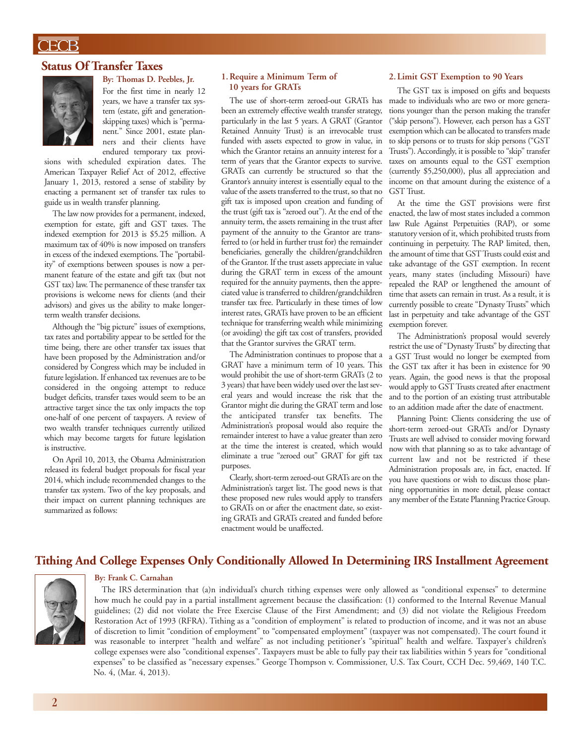## Status Of Transfer Taxes

**By: Thomas D. Peebles, Jr.**

For the first time in nearly 12 years, we have a transfer tax system (estate, gift and generation-skipping taxes) which is "permanent." Since 2001, estate planners and their clients have endured temporary tax provisions with scheduled expiration dates. The American Taxpayer Relief Act of 2012, effective January 1, 2013, restored a sense of stability by enacting a permanent set of transfer tax rules to guide us in wealth transfer planning.

The law now provides for a permanent, indexed, exemption for estate, gift and GST taxes. The indexed exemption for 2013 is $5.25 million. A maximum tax of 40% is now imposed on transfers in excess of the indexed exemptions. The "portability" of exemptions between spouses is now a permanent feature of the estate and gift tax (but not GST tax) law. The permanence of these transfer tax provisions is welcome news for clients (and their advisors) and gives us the ability to make longer-term wealth transfer decisions.

Although the "big picture" issues of exemptions, tax rates and portability appear to be settled for the time being, there are other transfer tax issues that have been proposed by the Administration and/or considered by Congress which may be included in future legislation. If enhanced tax revenues are to be considered in the ongoing attempt to reduce budget deficits, transfer taxes would seem to be an attractive target since the tax only impacts the top one-half of one percent of taxpayers. A review of two wealth transfer techniques currently utilized which may become targets for future legislation is instructive.

On April 10, 2013, the Obama Administration released its federal budget proposals for fiscal year 2014, which include recommended changes to the transfer tax system. Two of the key proposals, and their impact on current planning techniques are summarized as follows:

### 1. Require a Minimum Term of 10 years for GRATs

The use of short-term zeroed-out GRATs has been an extremely effective wealth transfer strategy, particularly in the last 5 years. A GRAT (Grantor Retained Annuity Trust) is an irrevocable trust funded with assets expected to grow in value, in which the Grantor retains an annuity interest for a term of years that the Grantor expects to survive. GRATs can currently be structured so that the Grantor's annuity interest is essentially equal to the value of the assets transferred to the trust, so that no gift tax is imposed upon creation and funding of the trust (gift tax is "zeroed out"). At the end of the annuity term, the assets remaining in the trust after payment of the annuity to the Grantor are transferred to (or held in further trust for) the remainder beneficiaries, generally the children/grandchildren of the Grantor. If the trust assets appreciate in value during the GRAT term in excess of the amount required for the annuity payments, then the appreciated value is transferred to children/grandchildren transfer tax free. Particularly in these times of low interest rates, GRATs have proven to be an efficient technique for transferring wealth while minimizing (or avoiding) the gift tax cost of transfers, provided that the Grantor survives the GRAT term.

The Administration continues to propose that a GRAT have a minimum term of 10 years. This would prohibit the use of short-term GRATs (2 to 3 years) that have been widely used over the last several years and would increase the risk that the Grantor might die during the GRAT term and lose the anticipated transfer tax benefits. The Administration's proposal would also require the remainder interest to have a value greater than zero at the time the interest is created, which would eliminate a true "zeroed out" GRAT for gift tax purposes.

Clearly, short-term zeroed-out GRATs are on the Administration's target list. The good news is that these proposed new rules would apply to transfers to GRATs on or after the enactment date, so existing GRATs and GRATs created and funded before enactment would be unaffected.

### 2. Limit GST Exemption to 90 Years

The GST tax is imposed on gifts and bequests made to individuals who are two or more generations younger than the person making the transfer ("skip persons"). However, each person has a GST exemption which can be allocated to transfers made to skip persons or to trusts for skip persons ("GST Trusts"). Accordingly, it is possible to "skip" transfer taxes on amounts equal to the GST exemption (currently $5,250,000), plus all appreciation and income on that amount during the existence of a GST Trust.

At the time the GST provisions were first enacted, the law of most states included a common law Rule Against Perpetuities (RAP), or some statutory version of it, which prohibited trusts from continuing in perpetuity. The RAP limited, then, the amount of time that GST Trusts could exist and take advantage of the GST exemption. In recent years, many states (including Missouri) have repealed the RAP or lengthened the amount of time that assets can remain in trust. As a result, it is currently possible to create "Dynasty Trusts" which last in perpetuity and take advantage of the GST exemption forever.

The Administration's proposal would severely restrict the use of "Dynasty Trusts" by directing that a GST Trust would no longer be exempted from the GST tax after it has been in existence for 90 years. Again, the good news is that the proposal would apply to GST Trusts created after enactment and to the portion of an existing trust attributable to an addition made after the date of enactment.

Planning Point: Clients considering the use of short-term zeroed-out GRATs and/or Dynasty Trusts are well advised to consider moving forward now with that planning so as to take advantage of current law and not be restricted if these Administration proposals are, in fact, enacted. If you have questions or wish to discuss those planning opportunities in more detail, please contact any member of the Estate Planning Practice Group.

## Tithing And College Expenses Only Conditionally Allowed In Determining IRS Installment Agreement

**By: Frank C. Carnahan**

The IRS determination that (a)n individual's church tithing expenses were only allowed as "conditional expenses" to determine how much he could pay in a partial installment agreement because the classification: (1) conformed to the Internal Revenue Manual guidelines; (2) did not violate the Free Exercise Clause of the First Amendment; and (3) did not violate the Religious Freedom Restoration Act of 1993 (RFRA). Tithing as a "condition of employment" is related to production of income, and it was not an abuse of discretion to limit "condition of employment" to "compensated employment" (taxpayer was not compensated). The court found it was reasonable to interpret "health and welfare" as not including petitioner's "spiritual" health and welfare. Taxpayer's children's college expenses were also "conditional expenses". Taxpayers must be able to fully pay their tax liabilities within 5 years for "conditional expenses" to be classified as "necessary expenses." George Thompson v. Commissioner, U.S. Tax Court, CCH Dec. 59,469, 140 T.C. No. 4, (Mar. 4, 2013).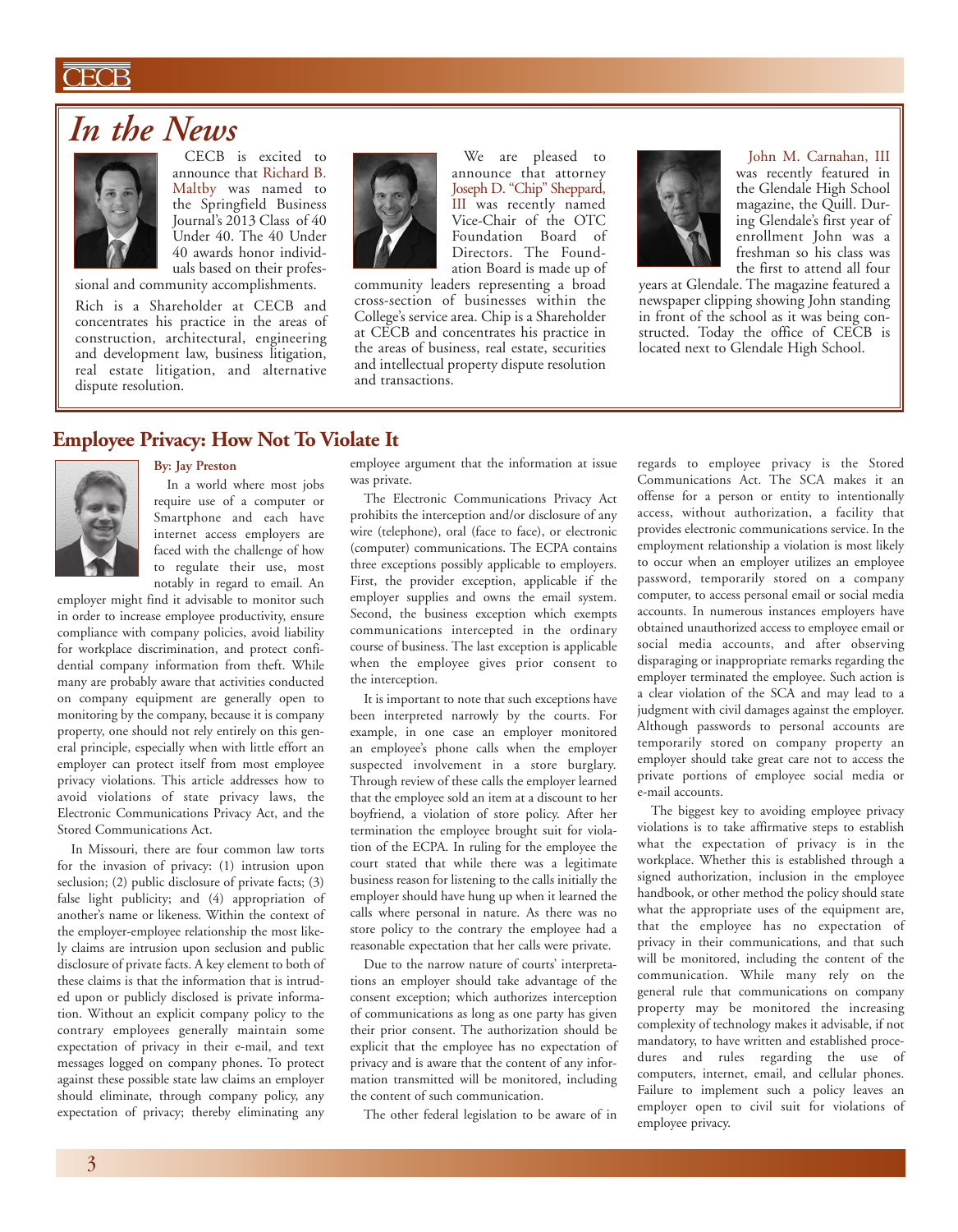# In the News

CECB is excited to announce that Richard B. Maltby was named to the Springfield Business Journal's 2013 Class of 40 Under 40. The 40 Under 40 awards honor individuals based on their professional and community accomplishments.

Rich is a Shareholder at CECB and concentrates his practice in the areas of construction, architectural, engineering and development law, business litigation, real estate litigation, and alternative dispute resolution.

We are pleased to announce that attorney Joseph D. "Chip" Sheppard, III was recently named Vice-Chair of the OTC Foundation Board of Directors. The Foundation Board is made up of community leaders representing a broad cross-section of businesses within the College's service area. Chip is a Shareholder at CECB and concentrates his practice in the areas of business, real estate, securities and intellectual property dispute resolution and transactions.

John M. Carnahan, III was recently featured in the Glendale High School magazine, the Quill. During Glendale's first year of enrollment John was a freshman so his class was the first to attend all four years at Glendale. The magazine featured a newspaper clipping showing John standing in front of the school as it was being constructed. Today the office of CECB is located next to Glendale High School.

## Employee Privacy: How Not To Violate It

**By: Jay Preston**

In a world where most jobs require use of a computer or Smartphone and each have internet access employers are faced with the challenge of how to regulate their use, most notably in regard to email. An employer might find it advisable to monitor such in order to increase employee productivity, ensure compliance with company policies, avoid liability for workplace discrimination, and protect confidential company information from theft. While many are probably aware that activities conducted on company equipment are generally open to monitoring by the company, because it is company property, one should not rely entirely on this general principle, especially when with little effort an employer can protect itself from most employee privacy violations. This article addresses how to avoid violations of state privacy laws, the Electronic Communications Privacy Act, and the Stored Communications Act.

In Missouri, there are four common law torts for the invasion of privacy: (1) intrusion upon seclusion; (2) public disclosure of private facts; (3) false light publicity; and (4) appropriation of another's name or likeness. Within the context of the employer-employee relationship the most likely claims are intrusion upon seclusion and public disclosure of private facts. A key element to both of these claims is that the information that is intruded upon or publicly disclosed is private information. Without an explicit company policy to the contrary employees generally maintain some expectation of privacy in their e-mail, and text messages logged on company phones. To protect against these possible state law claims an employer should eliminate, through company policy, any expectation of privacy; thereby eliminating any employee argument that the information at issue was private.

The Electronic Communications Privacy Act prohibits the interception and/or disclosure of any wire (telephone), oral (face to face), or electronic (computer) communications. The ECPA contains three exceptions possibly applicable to employers. First, the provider exception, applicable if the employer supplies and owns the email system. Second, the business exception which exempts communications intercepted in the ordinary course of business. The last exception is applicable when the employee gives prior consent to the interception.

It is important to note that such exceptions have been interpreted narrowly by the courts. For example, in one case an employer monitored an employee's phone calls when the employer suspected involvement in a store burglary. Through review of these calls the employer learned that the employee sold an item at a discount to her boyfriend, a violation of store policy. After her termination the employee brought suit for violation of the ECPA. In ruling for the employee the court stated that while there was a legitimate business reason for listening to the calls initially the employer should have hung up when it learned the calls where personal in nature. As there was no store policy to the contrary the employee had a reasonable expectation that her calls were private.

Due to the narrow nature of courts' interpretations an employer should take advantage of the consent exception; which authorizes interception of communications as long as one party has given their prior consent. The authorization should be explicit that the employee has no expectation of privacy and is aware that the content of any information transmitted will be monitored, including the content of such communication.

The other federal legislation to be aware of in regards to employee privacy is the Stored Communications Act. The SCA makes it an offense for a person or entity to intentionally access, without authorization, a facility that provides electronic communications service. In the employment relationship a violation is most likely to occur when an employer utilizes an employee password, temporarily stored on a company computer, to access personal email or social media accounts. In numerous instances employers have obtained unauthorized access to employee email or social media accounts, and after observing disparaging or inappropriate remarks regarding the employer terminated the employee. Such action is a clear violation of the SCA and may lead to a judgment with civil damages against the employer. Although passwords to personal accounts are temporarily stored on company property an employer should take great care not to access the private portions of employee social media or e-mail accounts.

The biggest key to avoiding employee privacy violations is to take affirmative steps to establish what the expectation of privacy is in the workplace. Whether this is established through a signed authorization, inclusion in the employee handbook, or other method the policy should state what the appropriate uses of the equipment are, that the employee has no expectation of privacy in their communications, and that such will be monitored, including the content of the communication. While many rely on the general rule that communications on company property may be monitored the increasing complexity of technology makes it advisable, if not mandatory, to have written and established procedures and rules regarding the use of computers, internet, email, and cellular phones. Failure to implement such a policy leaves an employer open to civil suit for violations of employee privacy.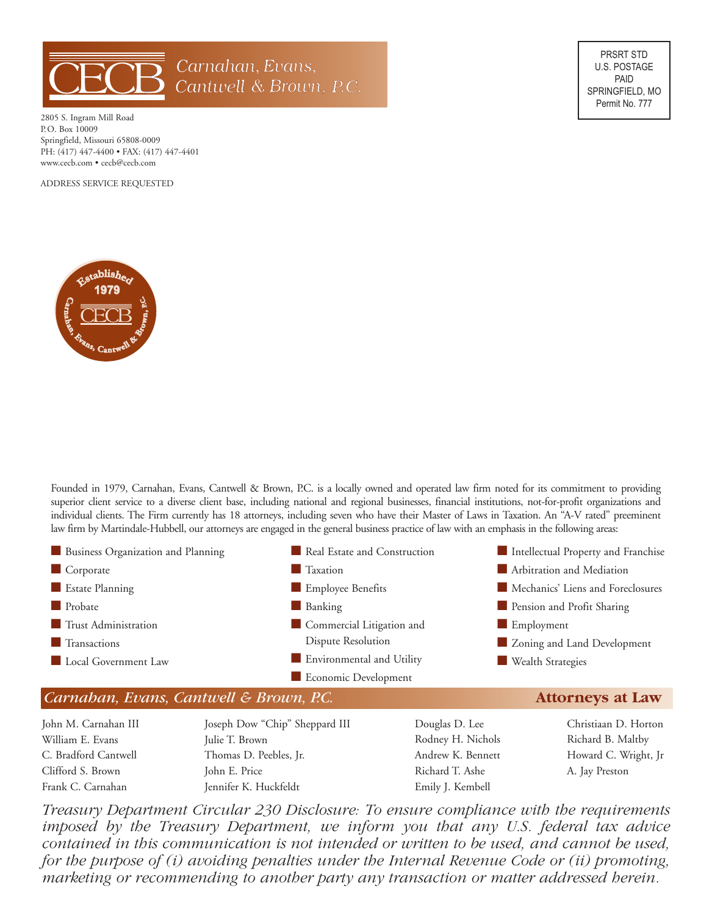# Carnahan, Evans, Cantwell & Brown, P.C.

2805 S. Ingram Mill Road
P.O. Box 10009
Springfield, Missouri 65808-0009
PH: (417) 447-4400 • FAX: (417) 447-4401
www.cecb.com • cecb@cecb.com

ADDRESS SERVICE REQUESTED

PRSRT STD
U.S. POSTAGE
PAID
SPRINGFIELD, MO
Permit No. 777

Established 1979
CECB
Carnahan, Evans, Cantwell & Brown, P.C.

Founded in 1979, Carnahan, Evans, Cantwell & Brown, P.C. is a locally owned and operated law firm noted for its commitment to providing superior client service to a diverse client base, including national and regional businesses, financial institutions, not-for-profit organizations and individual clients. The Firm currently has 18 attorneys, including seven who have their Master of Laws in Taxation. An "A-V rated" preeminent law firm by Martindale-Hubbell, our attorneys are engaged in the general business practice of law with an emphasis in the following areas:

- Business Organization and Planning
- Corporate
- Estate Planning
- Probate
- Trust Administration
- Transactions
- Local Government Law
- Real Estate and Construction
- Taxation
- Employee Benefits
- Banking
- Commercial Litigation and Dispute Resolution
- Environmental and Utility
- Economic Development
- Intellectual Property and Franchise
- Arbitration and Mediation
- Mechanics' Liens and Foreclosures
- Pension and Profit Sharing
- Employment
- Zoning and Land Development
- Wealth Strategies

## *Carnahan, Evans, Cantwell & Brown, P.C.* **Attorneys at Law**

John M. Carnahan III
William E. Evans
C. Bradford Cantwell
Clifford S. Brown
Frank C. Carnahan
Joseph Dow "Chip" Sheppard III
Julie T. Brown
Thomas D. Peebles, Jr.
John E. Price
Jennifer K. Huckfeldt
Douglas D. Lee
Rodney H. Nichols
Andrew K. Bennett
Richard T. Ashe
Emily J. Kembell
Christiaan D. Horton
Richard B. Maltby
Howard C. Wright, Jr
A. Jay Preston

*Treasury Department Circular 230 Disclosure: To ensure compliance with the requirements imposed by the Treasury Department, we inform you that any U.S. federal tax advice contained in this communication is not intended or written to be used, and cannot be used, for the purpose of (i) avoiding penalties under the Internal Revenue Code or (ii) promoting, marketing or recommending to another party any transaction or matter addressed herein.*